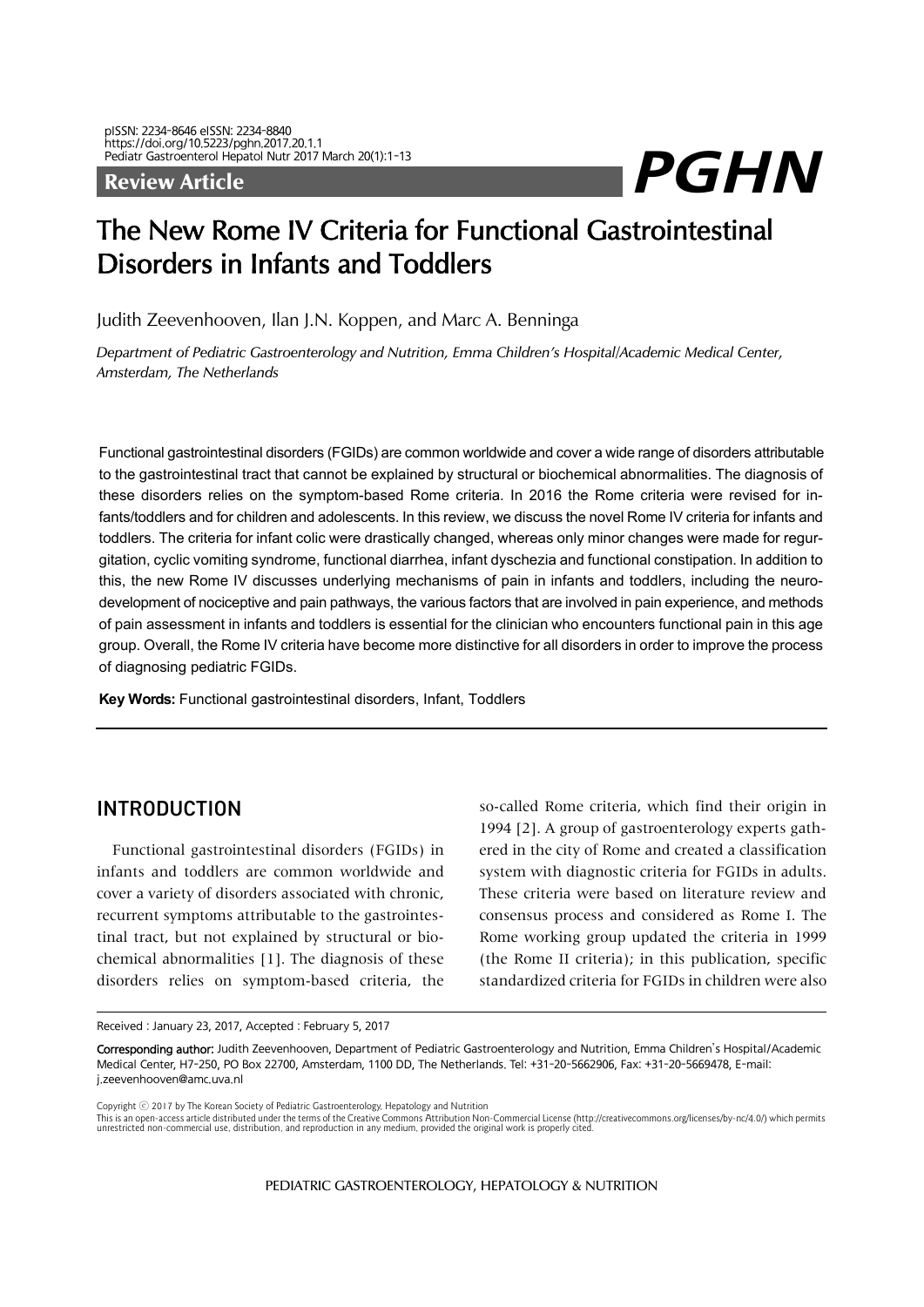Review Article

# The New Rome IV Criteria for Functional Gastrointestinal Disorders in Infants and Toddlers

Judith Zeevenhooven, Ilan J.N. Koppen, and Marc A. Benninga

*Department of Pediatric Gastroenterology and Nutrition, Emma Children's Hospital/Academic Medical Center, Amsterdam, The Netherlands*

Functional gastrointestinal disorders (FGIDs) are common worldwide and cover a wide range of disorders attributable to the gastrointestinal tract that cannot be explained by structural or biochemical abnormalities. The diagnosis of these disorders relies on the symptom-based Rome criteria. In 2016 the Rome criteria were revised for infants/toddlers and for children and adolescents. In this review, we discuss the novel Rome IV criteria for infants and toddlers. The criteria for infant colic were drastically changed, whereas only minor changes were made for regurgitation, cyclic vomiting syndrome, functional diarrhea, infant dyschezia and functional constipation. In addition to this, the new Rome IV discusses underlying mechanisms of pain in infants and toddlers, including the neurodevelopment of nociceptive and pain pathways, the various factors that are involved in pain experience, and methods of pain assessment in infants and toddlers is essential for the clinician who encounters functional pain in this age group. Overall, the Rome IV criteria have become more distinctive for all disorders in order to improve the process of diagnosing pediatric FGIDs.

**Key Words:** Functional gastrointestinal disorders, Infant, Toddlers

## INTRODUCTION

Functional gastrointestinal disorders (FGIDs) in infants and toddlers are common worldwide and cover a variety of disorders associated with chronic, recurrent symptoms attributable to the gastrointestinal tract, but not explained by structural or biochemical abnormalities [1]. The diagnosis of these disorders relies on symptom-based criteria, the so-called Rome criteria, which find their origin in 1994 [2]. A group of gastroenterology experts gathered in the city of Rome and created a classification system with diagnostic criteria for FGIDs in adults. These criteria were based on literature review and consensus process and considered as Rome I. The Rome working group updated the criteria in 1999 (the Rome II criteria); in this publication, specific standardized criteria for FGIDs in children were also

Received : January 23, 2017, Accepted : February 5, 2017

**Corresponding author:** Judith Zeevenhooven, Department of Pediatric Gastroenterology and Nutrition, Emma Children's Hospital/Academic Medical Center, H7-250, PO Box 22700, Amsterdam, 1100 DD, The Netherlands. Tel: +31-20-5662906, Fax: +31-20-5669478, E-mail: j.zeevenhooven@amc.uva.nl

Copyright © 2017 by The Korean Society of Pediatric Gastroenterology, Hepatology and Nutrition

This is an open-access article distributed under the terms of the Creative Commons Attribution Non-Commercial License (http://creativecommons.org/licenses/by-nc/4.0/) which permits unrestricted non-commercial use, distribution, and reproduction in any medium, provided the original work is properly cited.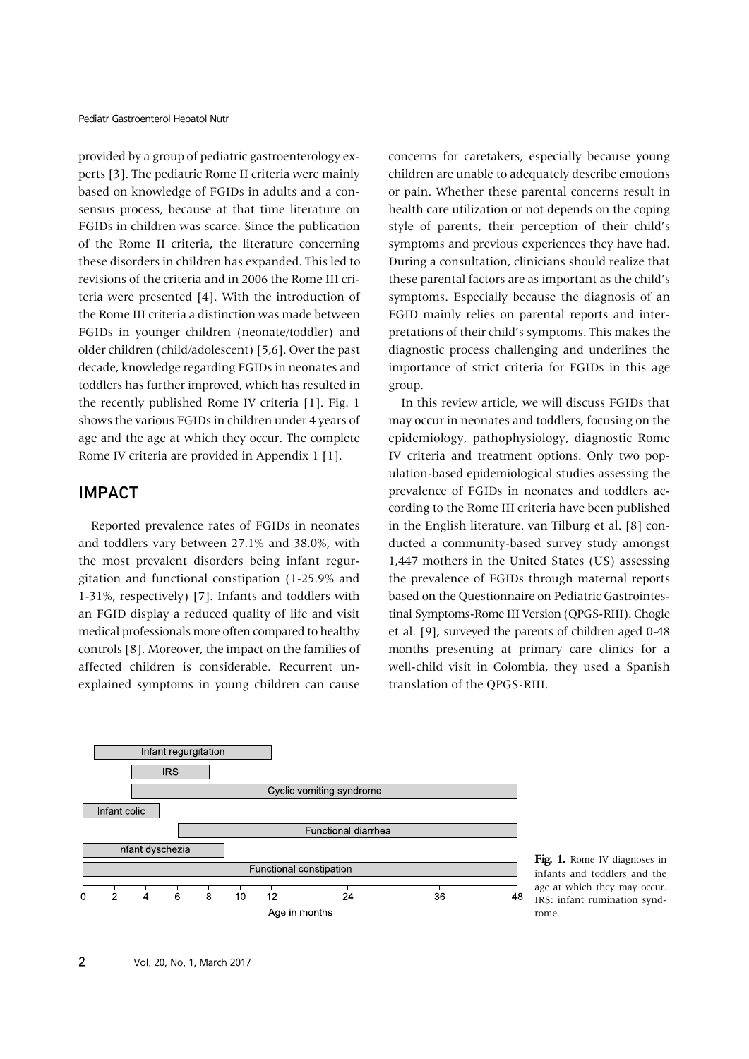provided by a group of pediatric gastroenterology experts [3]. The pediatric Rome II criteria were mainly based on knowledge of FGIDs in adults and a consensus process, because at that time literature on FGIDs in children was scarce. Since the publication of the Rome II criteria, the literature concerning these disorders in children has expanded. This led to revisions of the criteria and in 2006 the Rome III criteria were presented [4]. With the introduction of the Rome III criteria a distinction was made between FGIDs in younger children (neonate/toddler) and older children (child/adolescent) [5,6]. Over the past decade, knowledge regarding FGIDs in neonates and toddlers has further improved, which has resulted in the recently published Rome IV criteria [1]. Fig. 1 shows the various FGIDs in children under 4 years of age and the age at which they occur. The complete Rome IV criteria are provided in Appendix 1 [1].

## IMPACT

Reported prevalence rates of FGIDs in neonates and toddlers vary between 27.1% and 38.0%, with the most prevalent disorders being infant regurgitation and functional constipation (1-25.9% and 1-31%, respectively) [7]. Infants and toddlers with an FGID display a reduced quality of life and visit medical professionals more often compared to healthy controls [8]. Moreover, the impact on the families of affected children is considerable. Recurrent unexplained symptoms in young children can cause concerns for caretakers, especially because young children are unable to adequately describe emotions or pain. Whether these parental concerns result in health care utilization or not depends on the coping style of parents, their perception of their child's symptoms and previous experiences they have had. During a consultation, clinicians should realize that these parental factors are as important as the child's symptoms. Especially because the diagnosis of an FGID mainly relies on parental reports and interpretations of their child's symptoms. This makes the diagnostic process challenging and underlines the importance of strict criteria for FGIDs in this age group.

In this review article, we will discuss FGIDs that may occur in neonates and toddlers, focusing on the epidemiology, pathophysiology, diagnostic Rome IV criteria and treatment options. Only two population-based epidemiological studies assessing the prevalence of FGIDs in neonates and toddlers according to the Rome III criteria have been published in the English literature. van Tilburg et al. [8] conducted a community-based survey study amongst 1,447 mothers in the United States (US) assessing the prevalence of FGIDs through maternal reports based on the Questionnaire on Pediatric Gastrointestinal Symptoms-Rome III Version (QPGS-RIII). Chogle et al. [9], surveyed the parents of children aged 0-48 months presenting at primary care clinics for a well-child visit in Colombia, they used a Spanish translation of the QPGS-RIII.

| Diagnosis | Age range (months) |
|---|---|
| Infant regurgitation | ~1–12 |
| IRS | ~3–8 |
| Cyclic vomiting syndrome | ~3–48 |
| Infant colic | 0–~5 |
| Functional diarrhea | ~6–48 |
| Infant dyschezia | 0–~9 |
| Functional constipation | 0–48 |

**Fig. 1.** Rome IV diagnoses in infants and toddlers and the age at which they may occur. IRS: infant rumination syndrome.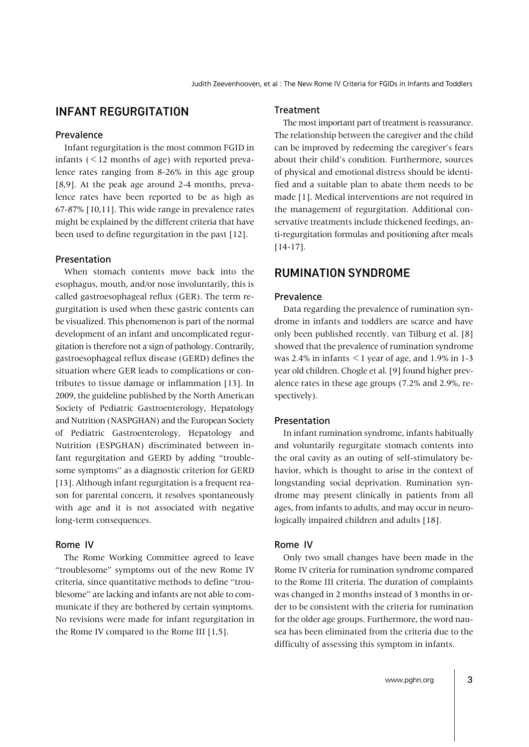## INFANT REGURGITATION

### Prevalence

Infant regurgitation is the most common FGID in infants (<12 months of age) with reported prevalence rates ranging from 8-26% in this age group [8,9]. At the peak age around 2-4 months, prevalence rates have been reported to be as high as 67-87% [10,11]. This wide range in prevalence rates might be explained by the different criteria that have been used to define regurgitation in the past [12].

### Presentation

When stomach contents move back into the esophagus, mouth, and/or nose involuntarily, this is called gastroesophageal reflux (GER). The term regurgitation is used when these gastric contents can be visualized. This phenomenon is part of the normal development of an infant and uncomplicated regurgitation is therefore not a sign of pathology. Contrarily, gastroesophageal reflux disease (GERD) defines the situation where GER leads to complications or contributes to tissue damage or inflammation [13]. In 2009, the guideline published by the North American Society of Pediatric Gastroenterology, Hepatology and Nutrition (NASPGHAN) and the European Society of Pediatric Gastroenterology, Hepatology and Nutrition (ESPGHAN) discriminated between infant regurgitation and GERD by adding "troublesome symptoms" as a diagnostic criterion for GERD [13]. Although infant regurgitation is a frequent reason for parental concern, it resolves spontaneously with age and it is not associated with negative long-term consequences.

### Rome IV

The Rome Working Committee agreed to leave "troublesome" symptoms out of the new Rome IV criteria, since quantitative methods to define "troublesome" are lacking and infants are not able to communicate if they are bothered by certain symptoms. No revisions were made for infant regurgitation in the Rome IV compared to the Rome III [1,5].

### Treatment

The most important part of treatment is reassurance. The relationship between the caregiver and the child can be improved by redeeming the caregiver's fears about their child's condition. Furthermore, sources of physical and emotional distress should be identified and a suitable plan to abate them needs to be made [1]. Medical interventions are not required in the management of regurgitation. Additional conservative treatments include thickened feedings, anti-regurgitation formulas and positioning after meals [14-17].

## RUMINATION SYNDROME

### Prevalence

Data regarding the prevalence of rumination syndrome in infants and toddlers are scarce and have only been published recently. van Tilburg et al. [8] showed that the prevalence of rumination syndrome was 2.4% in infants <1 year of age, and 1.9% in 1-3 year old children. Chogle et al. [9] found higher prevalence rates in these age groups (7.2% and 2.9%, respectively).

### Presentation

In infant rumination syndrome, infants habitually and voluntarily regurgitate stomach contents into the oral cavity as an outing of self-stimulatory behavior, which is thought to arise in the context of longstanding social deprivation. Rumination syndrome may present clinically in patients from all ages, from infants to adults, and may occur in neurologically impaired children and adults [18].

### Rome IV

Only two small changes have been made in the Rome IV criteria for rumination syndrome compared to the Rome III criteria. The duration of complaints was changed in 2 months instead of 3 months in order to be consistent with the criteria for rumination for the older age groups. Furthermore, the word nausea has been eliminated from the criteria due to the difficulty of assessing this symptom in infants.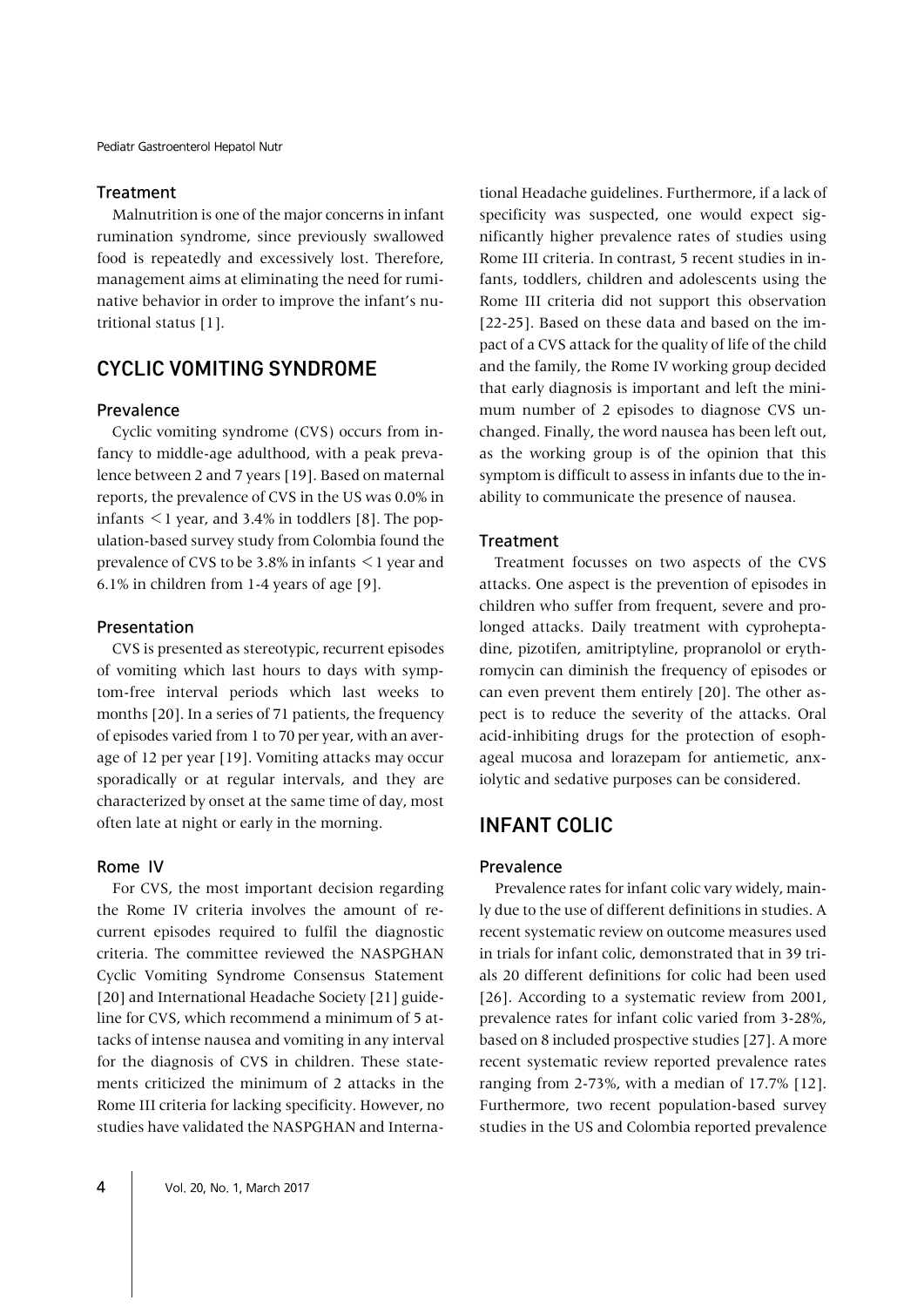### Treatment

Malnutrition is one of the major concerns in infant rumination syndrome, since previously swallowed food is repeatedly and excessively lost. Therefore, management aims at eliminating the need for ruminative behavior in order to improve the infant's nutritional status [1].

## CYCLIC VOMITING SYNDROME

### Prevalence

Cyclic vomiting syndrome (CVS) occurs from infancy to middle-age adulthood, with a peak prevalence between 2 and 7 years [19]. Based on maternal reports, the prevalence of CVS in the US was 0.0% in infants <1 year, and 3.4% in toddlers [8]. The population-based survey study from Colombia found the prevalence of CVS to be 3.8% in infants <1 year and 6.1% in children from 1-4 years of age [9].

### Presentation

CVS is presented as stereotypic, recurrent episodes of vomiting which last hours to days with symptom-free interval periods which last weeks to months [20]. In a series of 71 patients, the frequency of episodes varied from 1 to 70 per year, with an average of 12 per year [19]. Vomiting attacks may occur sporadically or at regular intervals, and they are characterized by onset at the same time of day, most often late at night or early in the morning.

### Rome IV

For CVS, the most important decision regarding the Rome IV criteria involves the amount of recurrent episodes required to fulfil the diagnostic criteria. The committee reviewed the NASPGHAN Cyclic Vomiting Syndrome Consensus Statement [20] and International Headache Society [21] guideline for CVS, which recommend a minimum of 5 attacks of intense nausea and vomiting in any interval for the diagnosis of CVS in children. These statements criticized the minimum of 2 attacks in the Rome III criteria for lacking specificity. However, no studies have validated the NASPGHAN and International Headache guidelines. Furthermore, if a lack of specificity was suspected, one would expect significantly higher prevalence rates of studies using Rome III criteria. In contrast, 5 recent studies in infants, toddlers, children and adolescents using the Rome III criteria did not support this observation [22-25]. Based on these data and based on the impact of a CVS attack for the quality of life of the child and the family, the Rome IV working group decided that early diagnosis is important and left the minimum number of 2 episodes to diagnose CVS unchanged. Finally, the word nausea has been left out, as the working group is of the opinion that this symptom is difficult to assess in infants due to the inability to communicate the presence of nausea.

### Treatment

Treatment focusses on two aspects of the CVS attacks. One aspect is the prevention of episodes in children who suffer from frequent, severe and prolonged attacks. Daily treatment with cyproheptadine, pizotifen, amitriptyline, propranolol or erythromycin can diminish the frequency of episodes or can even prevent them entirely [20]. The other aspect is to reduce the severity of the attacks. Oral acid-inhibiting drugs for the protection of esophageal mucosa and lorazepam for antiemetic, anxiolytic and sedative purposes can be considered.

## INFANT COLIC

### Prevalence

Prevalence rates for infant colic vary widely, mainly due to the use of different definitions in studies. A recent systematic review on outcome measures used in trials for infant colic, demonstrated that in 39 trials 20 different definitions for colic had been used [26]. According to a systematic review from 2001, prevalence rates for infant colic varied from 3-28%, based on 8 included prospective studies [27]. A more recent systematic review reported prevalence rates ranging from 2-73%, with a median of 17.7% [12]. Furthermore, two recent population-based survey studies in the US and Colombia reported prevalence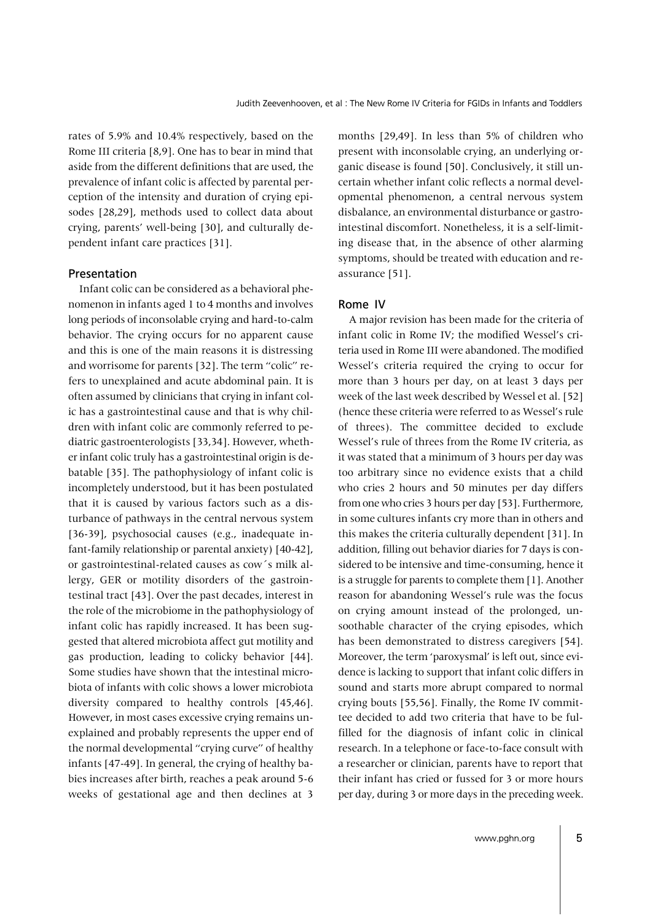rates of 5.9% and 10.4% respectively, based on the Rome III criteria [8,9]. One has to bear in mind that aside from the different definitions that are used, the prevalence of infant colic is affected by parental perception of the intensity and duration of crying episodes [28,29], methods used to collect data about crying, parents' well-being [30], and culturally dependent infant care practices [31].

### Presentation

Infant colic can be considered as a behavioral phenomenon in infants aged 1 to 4 months and involves long periods of inconsolable crying and hard-to-calm behavior. The crying occurs for no apparent cause and this is one of the main reasons it is distressing and worrisome for parents [32]. The term "colic" refers to unexplained and acute abdominal pain. It is often assumed by clinicians that crying in infant colic has a gastrointestinal cause and that is why children with infant colic are commonly referred to pediatric gastroenterologists [33,34]. However, whether infant colic truly has a gastrointestinal origin is debatable [35]. The pathophysiology of infant colic is incompletely understood, but it has been postulated that it is caused by various factors such as a disturbance of pathways in the central nervous system [36-39], psychosocial causes (e.g., inadequate infant-family relationship or parental anxiety) [40-42], or gastrointestinal-related causes as cow´s milk allergy, GER or motility disorders of the gastrointestinal tract [43]. Over the past decades, interest in the role of the microbiome in the pathophysiology of infant colic has rapidly increased. It has been suggested that altered microbiota affect gut motility and gas production, leading to colicky behavior [44]. Some studies have shown that the intestinal microbiota of infants with colic shows a lower microbiota diversity compared to healthy controls [45,46]. However, in most cases excessive crying remains unexplained and probably represents the upper end of the normal developmental "crying curve" of healthy infants [47-49]. In general, the crying of healthy babies increases after birth, reaches a peak around 5-6 weeks of gestational age and then declines at 3 months [29,49]. In less than 5% of children who present with inconsolable crying, an underlying organic disease is found [50]. Conclusively, it still uncertain whether infant colic reflects a normal developmental phenomenon, a central nervous system disbalance, an environmental disturbance or gastrointestinal discomfort. Nonetheless, it is a self-limiting disease that, in the absence of other alarming symptoms, should be treated with education and reassurance [51].

### Rome IV

A major revision has been made for the criteria of infant colic in Rome IV; the modified Wessel's criteria used in Rome III were abandoned. The modified Wessel's criteria required the crying to occur for more than 3 hours per day, on at least 3 days per week of the last week described by Wessel et al. [52] (hence these criteria were referred to as Wessel's rule of threes). The committee decided to exclude Wessel's rule of threes from the Rome IV criteria, as it was stated that a minimum of 3 hours per day was too arbitrary since no evidence exists that a child who cries 2 hours and 50 minutes per day differs from one who cries 3 hours per day [53]. Furthermore, in some cultures infants cry more than in others and this makes the criteria culturally dependent [31]. In addition, filling out behavior diaries for 7 days is considered to be intensive and time-consuming, hence it is a struggle for parents to complete them [1]. Another reason for abandoning Wessel's rule was the focus on crying amount instead of the prolonged, unsoothable character of the crying episodes, which has been demonstrated to distress caregivers [54]. Moreover, the term 'paroxysmal' is left out, since evidence is lacking to support that infant colic differs in sound and starts more abrupt compared to normal crying bouts [55,56]. Finally, the Rome IV committee decided to add two criteria that have to be fulfilled for the diagnosis of infant colic in clinical research. In a telephone or face-to-face consult with a researcher or clinician, parents have to report that their infant has cried or fussed for 3 or more hours per day, during 3 or more days in the preceding week.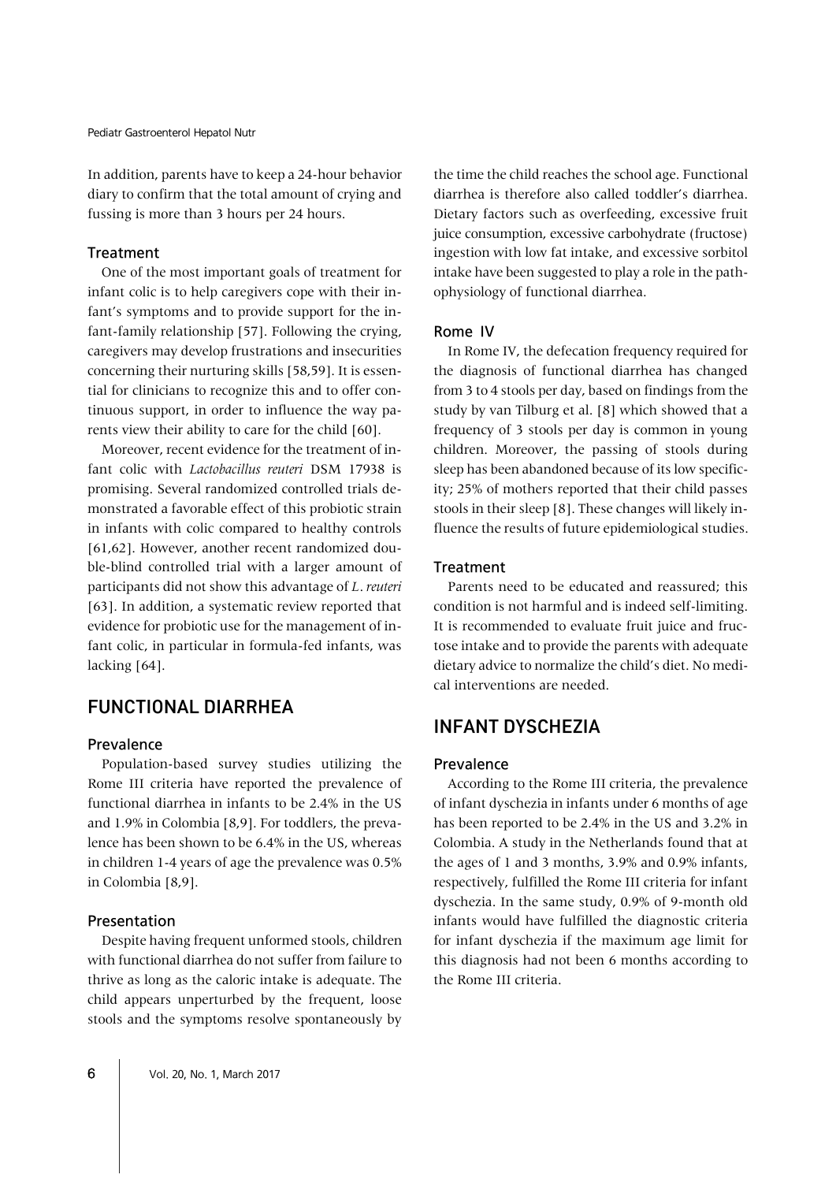In addition, parents have to keep a 24-hour behavior diary to confirm that the total amount of crying and fussing is more than 3 hours per 24 hours.

### Treatment

One of the most important goals of treatment for infant colic is to help caregivers cope with their infant's symptoms and to provide support for the infant-family relationship [57]. Following the crying, caregivers may develop frustrations and insecurities concerning their nurturing skills [58,59]. It is essential for clinicians to recognize this and to offer continuous support, in order to influence the way parents view their ability to care for the child [60].

Moreover, recent evidence for the treatment of infant colic with *Lactobacillus reuteri* DSM 17938 is promising. Several randomized controlled trials demonstrated a favorable effect of this probiotic strain in infants with colic compared to healthy controls [61,62]. However, another recent randomized double-blind controlled trial with a larger amount of participants did not show this advantage of *L. reuteri* [63]. In addition, a systematic review reported that evidence for probiotic use for the management of infant colic, in particular in formula-fed infants, was lacking [64].

## FUNCTIONAL DIARRHEA

### Prevalence

Population-based survey studies utilizing the Rome III criteria have reported the prevalence of functional diarrhea in infants to be 2.4% in the US and 1.9% in Colombia [8,9]. For toddlers, the prevalence has been shown to be 6.4% in the US, whereas in children 1-4 years of age the prevalence was 0.5% in Colombia [8,9].

### Presentation

Despite having frequent unformed stools, children with functional diarrhea do not suffer from failure to thrive as long as the caloric intake is adequate. The child appears unperturbed by the frequent, loose stools and the symptoms resolve spontaneously by the time the child reaches the school age. Functional diarrhea is therefore also called toddler's diarrhea. Dietary factors such as overfeeding, excessive fruit juice consumption, excessive carbohydrate (fructose) ingestion with low fat intake, and excessive sorbitol intake have been suggested to play a role in the pathophysiology of functional diarrhea.

### Rome IV

In Rome IV, the defecation frequency required for the diagnosis of functional diarrhea has changed from 3 to 4 stools per day, based on findings from the study by van Tilburg et al. [8] which showed that a frequency of 3 stools per day is common in young children. Moreover, the passing of stools during sleep has been abandoned because of its low specificity; 25% of mothers reported that their child passes stools in their sleep [8]. These changes will likely influence the results of future epidemiological studies.

### Treatment

Parents need to be educated and reassured; this condition is not harmful and is indeed self-limiting. It is recommended to evaluate fruit juice and fructose intake and to provide the parents with adequate dietary advice to normalize the child's diet. No medical interventions are needed.

## INFANT DYSCHEZIA

### Prevalence

According to the Rome III criteria, the prevalence of infant dyschezia in infants under 6 months of age has been reported to be 2.4% in the US and 3.2% in Colombia. A study in the Netherlands found that at the ages of 1 and 3 months, 3.9% and 0.9% infants, respectively, fulfilled the Rome III criteria for infant dyschezia. In the same study, 0.9% of 9-month old infants would have fulfilled the diagnostic criteria for infant dyschezia if the maximum age limit for this diagnosis had not been 6 months according to the Rome III criteria.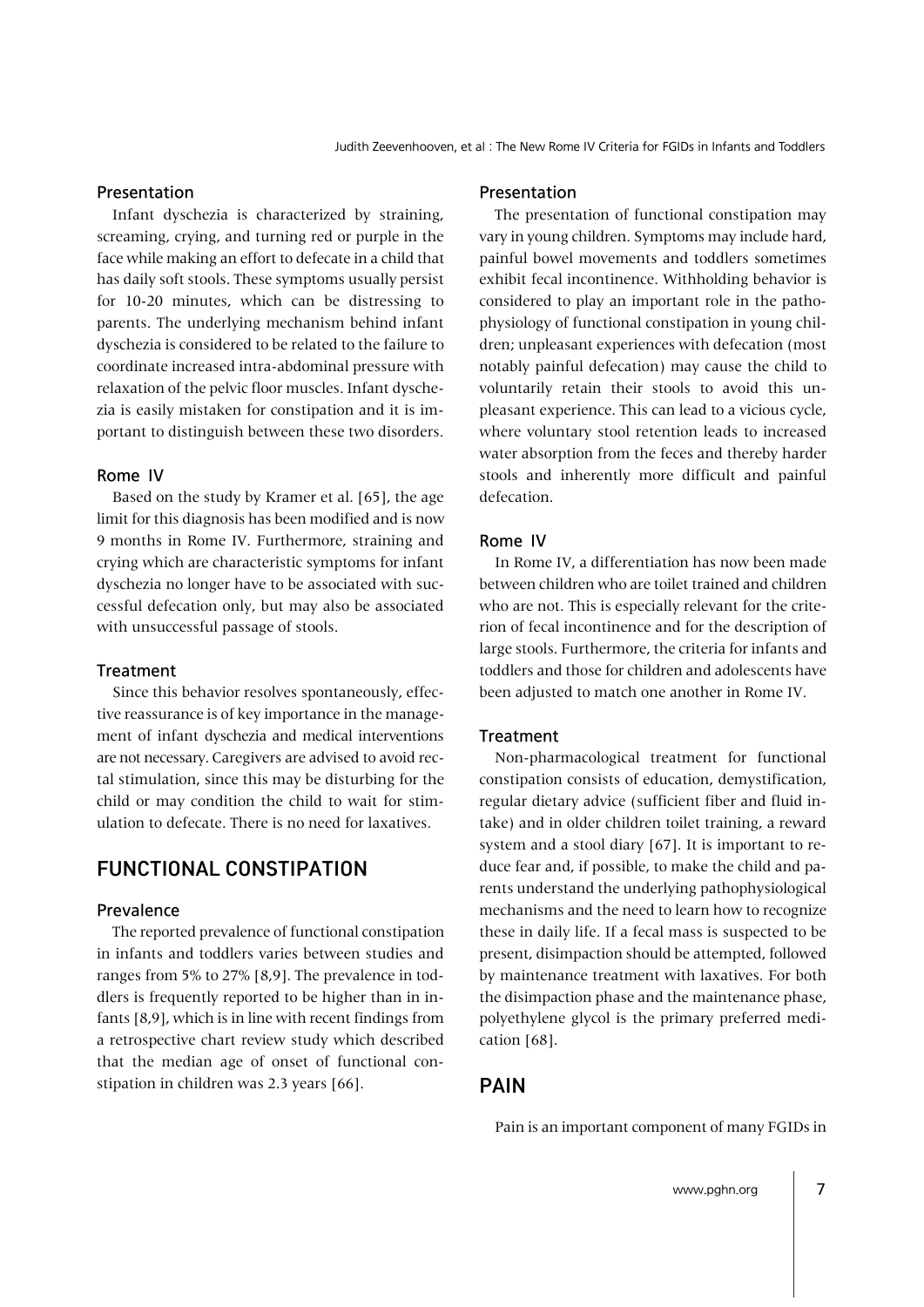### Presentation

Infant dyschezia is characterized by straining, screaming, crying, and turning red or purple in the face while making an effort to defecate in a child that has daily soft stools. These symptoms usually persist for 10-20 minutes, which can be distressing to parents. The underlying mechanism behind infant dyschezia is considered to be related to the failure to coordinate increased intra-abdominal pressure with relaxation of the pelvic floor muscles. Infant dyschezia is easily mistaken for constipation and it is important to distinguish between these two disorders.

### Rome IV

Based on the study by Kramer et al. [65], the age limit for this diagnosis has been modified and is now 9 months in Rome IV. Furthermore, straining and crying which are characteristic symptoms for infant dyschezia no longer have to be associated with successful defecation only, but may also be associated with unsuccessful passage of stools.

### Treatment

Since this behavior resolves spontaneously, effective reassurance is of key importance in the management of infant dyschezia and medical interventions are not necessary. Caregivers are advised to avoid rectal stimulation, since this may be disturbing for the child or may condition the child to wait for stimulation to defecate. There is no need for laxatives.

## FUNCTIONAL CONSTIPATION

### Prevalence

The reported prevalence of functional constipation in infants and toddlers varies between studies and ranges from 5% to 27% [8,9]. The prevalence in toddlers is frequently reported to be higher than in infants [8,9], which is in line with recent findings from a retrospective chart review study which described that the median age of onset of functional constipation in children was 2.3 years [66].

### Presentation

The presentation of functional constipation may vary in young children. Symptoms may include hard, painful bowel movements and toddlers sometimes exhibit fecal incontinence. Withholding behavior is considered to play an important role in the pathophysiology of functional constipation in young children; unpleasant experiences with defecation (most notably painful defecation) may cause the child to voluntarily retain their stools to avoid this unpleasant experience. This can lead to a vicious cycle, where voluntary stool retention leads to increased water absorption from the feces and thereby harder stools and inherently more difficult and painful defecation.

### Rome IV

In Rome IV, a differentiation has now been made between children who are toilet trained and children who are not. This is especially relevant for the criterion of fecal incontinence and for the description of large stools. Furthermore, the criteria for infants and toddlers and those for children and adolescents have been adjusted to match one another in Rome IV.

### Treatment

Non-pharmacological treatment for functional constipation consists of education, demystification, regular dietary advice (sufficient fiber and fluid intake) and in older children toilet training, a reward system and a stool diary [67]. It is important to reduce fear and, if possible, to make the child and parents understand the underlying pathophysiological mechanisms and the need to learn how to recognize these in daily life. If a fecal mass is suspected to be present, disimpaction should be attempted, followed by maintenance treatment with laxatives. For both the disimpaction phase and the maintenance phase, polyethylene glycol is the primary preferred medication [68].

## PAIN

Pain is an important component of many FGIDs in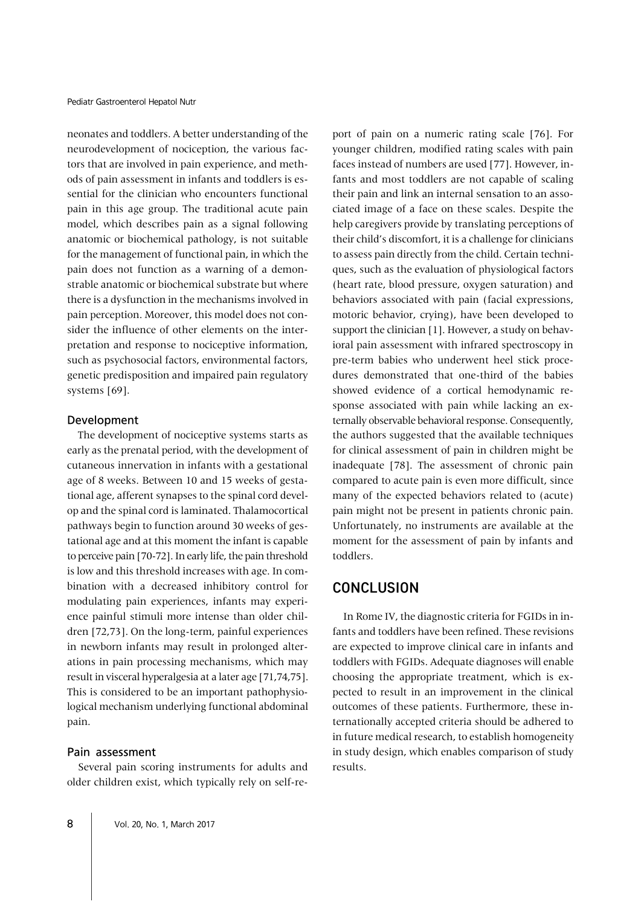neonates and toddlers. A better understanding of the neurodevelopment of nociception, the various factors that are involved in pain experience, and methods of pain assessment in infants and toddlers is essential for the clinician who encounters functional pain in this age group. The traditional acute pain model, which describes pain as a signal following anatomic or biochemical pathology, is not suitable for the management of functional pain, in which the pain does not function as a warning of a demonstrable anatomic or biochemical substrate but where there is a dysfunction in the mechanisms involved in pain perception. Moreover, this model does not consider the influence of other elements on the interpretation and response to nociceptive information, such as psychosocial factors, environmental factors, genetic predisposition and impaired pain regulatory systems [69].

### Development

The development of nociceptive systems starts as early as the prenatal period, with the development of cutaneous innervation in infants with a gestational age of 8 weeks. Between 10 and 15 weeks of gestational age, afferent synapses to the spinal cord develop and the spinal cord is laminated. Thalamocortical pathways begin to function around 30 weeks of gestational age and at this moment the infant is capable to perceive pain [70-72]. In early life, the pain threshold is low and this threshold increases with age. In combination with a decreased inhibitory control for modulating pain experiences, infants may experience painful stimuli more intense than older children [72,73]. On the long-term, painful experiences in newborn infants may result in prolonged alterations in pain processing mechanisms, which may result in visceral hyperalgesia at a later age [71,74,75]. This is considered to be an important pathophysiological mechanism underlying functional abdominal pain.

### Pain assessment

Several pain scoring instruments for adults and older children exist, which typically rely on self-report of pain on a numeric rating scale [76]. For younger children, modified rating scales with pain faces instead of numbers are used [77]. However, infants and most toddlers are not capable of scaling their pain and link an internal sensation to an associated image of a face on these scales. Despite the help caregivers provide by translating perceptions of their child's discomfort, it is a challenge for clinicians to assess pain directly from the child. Certain techniques, such as the evaluation of physiological factors (heart rate, blood pressure, oxygen saturation) and behaviors associated with pain (facial expressions, motoric behavior, crying), have been developed to support the clinician [1]. However, a study on behavioral pain assessment with infrared spectroscopy in pre-term babies who underwent heel stick procedures demonstrated that one-third of the babies showed evidence of a cortical hemodynamic response associated with pain while lacking an externally observable behavioral response. Consequently, the authors suggested that the available techniques for clinical assessment of pain in children might be inadequate [78]. The assessment of chronic pain compared to acute pain is even more difficult, since many of the expected behaviors related to (acute) pain might not be present in patients chronic pain. Unfortunately, no instruments are available at the moment for the assessment of pain by infants and toddlers.

## CONCLUSION

In Rome IV, the diagnostic criteria for FGIDs in infants and toddlers have been refined. These revisions are expected to improve clinical care in infants and toddlers with FGIDs. Adequate diagnoses will enable choosing the appropriate treatment, which is expected to result in an improvement in the clinical outcomes of these patients. Furthermore, these internationally accepted criteria should be adhered to in future medical research, to establish homogeneity in study design, which enables comparison of study results.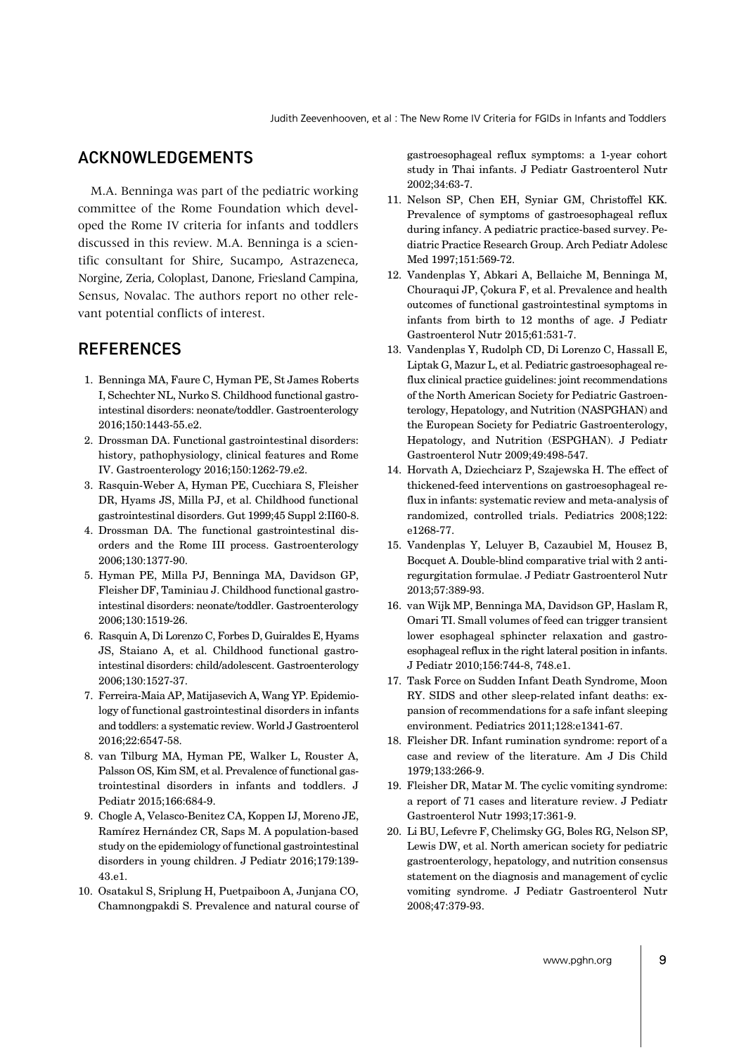## ACKNOWLEDGEMENTS

M.A. Benninga was part of the pediatric working committee of the Rome Foundation which developed the Rome IV criteria for infants and toddlers discussed in this review. M.A. Benninga is a scientific consultant for Shire, Sucampo, Astrazeneca, Norgine, Zeria, Coloplast, Danone, Friesland Campina, Sensus, Novalac. The authors report no other relevant potential conflicts of interest.

## REFERENCES

1. Benninga MA, Faure C, Hyman PE, St James Roberts I, Schechter NL, Nurko S. Childhood functional gastrointestinal disorders: neonate/toddler. Gastroenterology 2016;150:1443-55.e2.
2. Drossman DA. Functional gastrointestinal disorders: history, pathophysiology, clinical features and Rome IV. Gastroenterology 2016;150:1262-79.e2.
3. Rasquin-Weber A, Hyman PE, Cucchiara S, Fleisher DR, Hyams JS, Milla PJ, et al. Childhood functional gastrointestinal disorders. Gut 1999;45 Suppl 2:II60-8.
4. Drossman DA. The functional gastrointestinal disorders and the Rome III process. Gastroenterology 2006;130:1377-90.
5. Hyman PE, Milla PJ, Benninga MA, Davidson GP, Fleisher DF, Taminiau J. Childhood functional gastrointestinal disorders: neonate/toddler. Gastroenterology 2006;130:1519-26.
6. Rasquin A, Di Lorenzo C, Forbes D, Guiraldes E, Hyams JS, Staiano A, et al. Childhood functional gastrointestinal disorders: child/adolescent. Gastroenterology 2006;130:1527-37.
7. Ferreira-Maia AP, Matijasevich A, Wang YP. Epidemiology of functional gastrointestinal disorders in infants and toddlers: a systematic review. World J Gastroenterol 2016;22:6547-58.
8. van Tilburg MA, Hyman PE, Walker L, Rouster A, Palsson OS, Kim SM, et al. Prevalence of functional gastrointestinal disorders in infants and toddlers. J Pediatr 2015;166:684-9.
9. Chogle A, Velasco-Benitez CA, Koppen IJ, Moreno JE, Ramírez Hernández CR, Saps M. A population-based study on the epidemiology of functional gastrointestinal disorders in young children. J Pediatr 2016;179:139-43.e1.
10. Osatakul S, Sriplung H, Puetpaiboon A, Junjana CO, Chamnongpakdi S. Prevalence and natural course of gastroesophageal reflux symptoms: a 1-year cohort study in Thai infants. J Pediatr Gastroenterol Nutr 2002;34:63-7.
11. Nelson SP, Chen EH, Syniar GM, Christoffel KK. Prevalence of symptoms of gastroesophageal reflux during infancy. A pediatric practice-based survey. Pediatric Practice Research Group. Arch Pediatr Adolesc Med 1997;151:569-72.
12. Vandenplas Y, Abkari A, Bellaiche M, Benninga M, Chouraqui JP, Çokura F, et al. Prevalence and health outcomes of functional gastrointestinal symptoms in infants from birth to 12 months of age. J Pediatr Gastroenterol Nutr 2015;61:531-7.
13. Vandenplas Y, Rudolph CD, Di Lorenzo C, Hassall E, Liptak G, Mazur L, et al. Pediatric gastroesophageal reflux clinical practice guidelines: joint recommendations of the North American Society for Pediatric Gastroenterology, Hepatology, and Nutrition (NASPGHAN) and the European Society for Pediatric Gastroenterology, Hepatology, and Nutrition (ESPGHAN). J Pediatr Gastroenterol Nutr 2009;49:498-547.
14. Horvath A, Dziechciarz P, Szajewska H. The effect of thickened-feed interventions on gastroesophageal reflux in infants: systematic review and meta-analysis of randomized, controlled trials. Pediatrics 2008;122:e1268-77.
15. Vandenplas Y, Leluyer B, Cazaubiel M, Housez B, Bocquet A. Double-blind comparative trial with 2 antiregurgitation formulae. J Pediatr Gastroenterol Nutr 2013;57:389-93.
16. van Wijk MP, Benninga MA, Davidson GP, Haslam R, Omari TI. Small volumes of feed can trigger transient lower esophageal sphincter relaxation and gastroesophageal reflux in the right lateral position in infants. J Pediatr 2010;156:744-8, 748.e1.
17. Task Force on Sudden Infant Death Syndrome, Moon RY. SIDS and other sleep-related infant deaths: expansion of recommendations for a safe infant sleeping environment. Pediatrics 2011;128:e1341-67.
18. Fleisher DR. Infant rumination syndrome: report of a case and review of the literature. Am J Dis Child 1979;133:266-9.
19. Fleisher DR, Matar M. The cyclic vomiting syndrome: a report of 71 cases and literature review. J Pediatr Gastroenterol Nutr 1993;17:361-9.
20. Li BU, Lefevre F, Chelimsky GG, Boles RG, Nelson SP, Lewis DW, et al. North american society for pediatric gastroenterology, hepatology, and nutrition consensus statement on the diagnosis and management of cyclic vomiting syndrome. J Pediatr Gastroenterol Nutr 2008;47:379-93.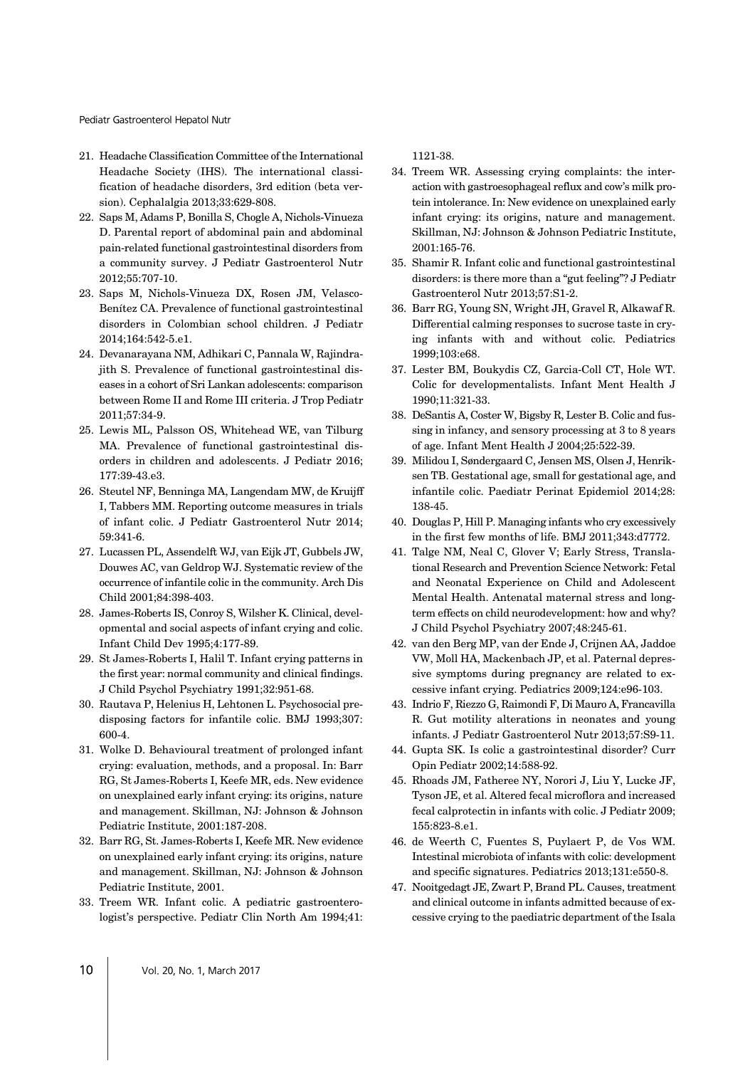21. Headache Classification Committee of the International Headache Society (IHS). The international classification of headache disorders, 3rd edition (beta version). Cephalalgia 2013;33:629-808.
22. Saps M, Adams P, Bonilla S, Chogle A, Nichols-Vinueza D. Parental report of abdominal pain and abdominal pain-related functional gastrointestinal disorders from a community survey. J Pediatr Gastroenterol Nutr 2012;55:707-10.
23. Saps M, Nichols-Vinueza DX, Rosen JM, Velasco-Benítez CA. Prevalence of functional gastrointestinal disorders in Colombian school children. J Pediatr 2014;164:542-5.e1.
24. Devanarayana NM, Adhikari C, Pannala W, Rajindrajith S. Prevalence of functional gastrointestinal diseases in a cohort of Sri Lankan adolescents: comparison between Rome II and Rome III criteria. J Trop Pediatr 2011;57:34-9.
25. Lewis ML, Palsson OS, Whitehead WE, van Tilburg MA. Prevalence of functional gastrointestinal disorders in children and adolescents. J Pediatr 2016; 177:39-43.e3.
26. Steutel NF, Benninga MA, Langendam MW, de Kruijff I, Tabbers MM. Reporting outcome measures in trials of infant colic. J Pediatr Gastroenterol Nutr 2014; 59:341-6.
27. Lucassen PL, Assendelft WJ, van Eijk JT, Gubbels JW, Douwes AC, van Geldrop WJ. Systematic review of the occurrence of infantile colic in the community. Arch Dis Child 2001;84:398-403.
28. James-Roberts IS, Conroy S, Wilsher K. Clinical, developmental and social aspects of infant crying and colic. Infant Child Dev 1995;4:177-89.
29. St James-Roberts I, Halil T. Infant crying patterns in the first year: normal community and clinical findings. J Child Psychol Psychiatry 1991;32:951-68.
30. Rautava P, Helenius H, Lehtonen L. Psychosocial predisposing factors for infantile colic. BMJ 1993;307: 600-4.
31. Wolke D. Behavioural treatment of prolonged infant crying: evaluation, methods, and a proposal. In: Barr RG, St James-Roberts I, Keefe MR, eds. New evidence on unexplained early infant crying: its origins, nature and management. Skillman, NJ: Johnson & Johnson Pediatric Institute, 2001:187-208.
32. Barr RG, St. James-Roberts I, Keefe MR. New evidence on unexplained early infant crying: its origins, nature and management. Skillman, NJ: Johnson & Johnson Pediatric Institute, 2001.
33. Treem WR. Infant colic. A pediatric gastroenterologist's perspective. Pediatr Clin North Am 1994;41: 1121-38.
34. Treem WR. Assessing crying complaints: the interaction with gastroesophageal reflux and cow's milk protein intolerance. In: New evidence on unexplained early infant crying: its origins, nature and management. Skillman, NJ: Johnson & Johnson Pediatric Institute, 2001:165-76.
35. Shamir R. Infant colic and functional gastrointestinal disorders: is there more than a "gut feeling"? J Pediatr Gastroenterol Nutr 2013;57:S1-2.
36. Barr RG, Young SN, Wright JH, Gravel R, Alkawaf R. Differential calming responses to sucrose taste in crying infants with and without colic. Pediatrics 1999;103:e68.
37. Lester BM, Boukydis CZ, Garcia-Coll CT, Hole WT. Colic for developmentalists. Infant Ment Health J 1990;11:321-33.
38. DeSantis A, Coster W, Bigsby R, Lester B. Colic and fussing in infancy, and sensory processing at 3 to 8 years of age. Infant Ment Health J 2004;25:522-39.
39. Milidou I, Søndergaard C, Jensen MS, Olsen J, Henriksen TB. Gestational age, small for gestational age, and infantile colic. Paediatr Perinat Epidemiol 2014;28: 138-45.
40. Douglas P, Hill P. Managing infants who cry excessively in the first few months of life. BMJ 2011;343:d7772.
41. Talge NM, Neal C, Glover V; Early Stress, Translational Research and Prevention Science Network: Fetal and Neonatal Experience on Child and Adolescent Mental Health. Antenatal maternal stress and long-term effects on child neurodevelopment: how and why? J Child Psychol Psychiatry 2007;48:245-61.
42. van den Berg MP, van der Ende J, Crijnen AA, Jaddoe VW, Moll HA, Mackenbach JP, et al. Paternal depressive symptoms during pregnancy are related to excessive infant crying. Pediatrics 2009;124:e96-103.
43. Indrio F, Riezzo G, Raimondi F, Di Mauro A, Francavilla R. Gut motility alterations in neonates and young infants. J Pediatr Gastroenterol Nutr 2013;57:S9-11.
44. Gupta SK. Is colic a gastrointestinal disorder? Curr Opin Pediatr 2002;14:588-92.
45. Rhoads JM, Fatheree NY, Norori J, Liu Y, Lucke JF, Tyson JE, et al. Altered fecal microflora and increased fecal calprotectin in infants with colic. J Pediatr 2009; 155:823-8.e1.
46. de Weerth C, Fuentes S, Puylaert P, de Vos WM. Intestinal microbiota of infants with colic: development and specific signatures. Pediatrics 2013;131:e550-8.
47. Nooitgedagt JE, Zwart P, Brand PL. Causes, treatment and clinical outcome in infants admitted because of excessive crying to the paediatric department of the Isala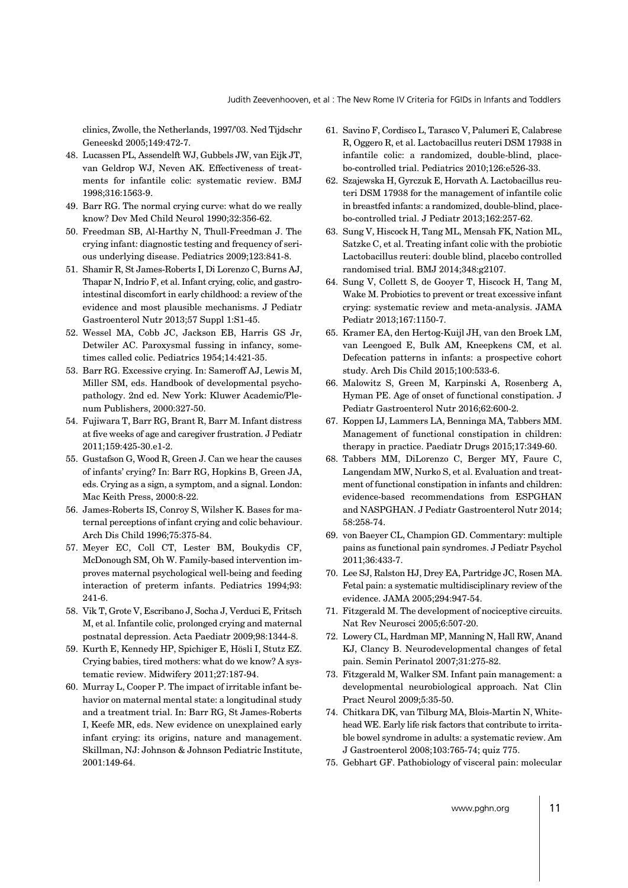clinics, Zwolle, the Netherlands, 1997/'03. Ned Tijdschr Geneeskd 2005;149:472-7.

48. Lucassen PL, Assendelft WJ, Gubbels JW, van Eijk JT, van Geldrop WJ, Neven AK. Effectiveness of treatments for infantile colic: systematic review. BMJ 1998;316:1563-9.
49. Barr RG. The normal crying curve: what do we really know? Dev Med Child Neurol 1990;32:356-62.
50. Freedman SB, Al-Harthy N, Thull-Freedman J. The crying infant: diagnostic testing and frequency of serious underlying disease. Pediatrics 2009;123:841-8.
51. Shamir R, St James-Roberts I, Di Lorenzo C, Burns AJ, Thapar N, Indrio F, et al. Infant crying, colic, and gastrointestinal discomfort in early childhood: a review of the evidence and most plausible mechanisms. J Pediatr Gastroenterol Nutr 2013;57 Suppl 1:S1-45.
52. Wessel MA, Cobb JC, Jackson EB, Harris GS Jr, Detwiler AC. Paroxysmal fussing in infancy, sometimes called colic. Pediatrics 1954;14:421-35.
53. Barr RG. Excessive crying. In: Sameroff AJ, Lewis M, Miller SM, eds. Handbook of developmental psychopathology. 2nd ed. New York: Kluwer Academic/Plenum Publishers, 2000:327-50.
54. Fujiwara T, Barr RG, Brant R, Barr M. Infant distress at five weeks of age and caregiver frustration. J Pediatr 2011;159:425-30.e1-2.
55. Gustafson G, Wood R, Green J. Can we hear the causes of infants' crying? In: Barr RG, Hopkins B, Green JA, eds. Crying as a sign, a symptom, and a signal. London: Mac Keith Press, 2000:8-22.
56. James-Roberts IS, Conroy S, Wilsher K. Bases for maternal perceptions of infant crying and colic behaviour. Arch Dis Child 1996;75:375-84.
57. Meyer EC, Coll CT, Lester BM, Boukydis CF, McDonough SM, Oh W. Family-based intervention improves maternal psychological well-being and feeding interaction of preterm infants. Pediatrics 1994;93:241-6.
58. Vik T, Grote V, Escribano J, Socha J, Verduci E, Fritsch M, et al. Infantile colic, prolonged crying and maternal postnatal depression. Acta Paediatr 2009;98:1344-8.
59. Kurth E, Kennedy HP, Spichiger E, Hösli I, Stutz EZ. Crying babies, tired mothers: what do we know? A systematic review. Midwifery 2011;27:187-94.
60. Murray L, Cooper P. The impact of irritable infant behavior on maternal mental state: a longitudinal study and a treatment trial. In: Barr RG, St James-Roberts I, Keefe MR, eds. New evidence on unexplained early infant crying: its origins, nature and management. Skillman, NJ: Johnson & Johnson Pediatric Institute, 2001:149-64.
61. Savino F, Cordisco L, Tarasco V, Palumeri E, Calabrese R, Oggero R, et al. Lactobacillus reuteri DSM 17938 in infantile colic: a randomized, double-blind, placebo-controlled trial. Pediatrics 2010;126:e526-33.
62. Szajewska H, Gyrczuk E, Horvath A. Lactobacillus reuteri DSM 17938 for the management of infantile colic in breastfed infants: a randomized, double-blind, placebo-controlled trial. J Pediatr 2013;162:257-62.
63. Sung V, Hiscock H, Tang ML, Mensah FK, Nation ML, Satzke C, et al. Treating infant colic with the probiotic Lactobacillus reuteri: double blind, placebo controlled randomised trial. BMJ 2014;348:g2107.
64. Sung V, Collett S, de Gooyer T, Hiscock H, Tang M, Wake M. Probiotics to prevent or treat excessive infant crying: systematic review and meta-analysis. JAMA Pediatr 2013;167:1150-7.
65. Kramer EA, den Hertog-Kuijl JH, van den Broek LM, van Leengoed E, Bulk AM, Kneepkens CM, et al. Defecation patterns in infants: a prospective cohort study. Arch Dis Child 2015;100:533-6.
66. Malowitz S, Green M, Karpinski A, Rosenberg A, Hyman PE. Age of onset of functional constipation. J Pediatr Gastroenterol Nutr 2016;62:600-2.
67. Koppen IJ, Lammers LA, Benninga MA, Tabbers MM. Management of functional constipation in children: therapy in practice. Paediatr Drugs 2015;17:349-60.
68. Tabbers MM, DiLorenzo C, Berger MY, Faure C, Langendam MW, Nurko S, et al. Evaluation and treatment of functional constipation in infants and children: evidence-based recommendations from ESPGHAN and NASPGHAN. J Pediatr Gastroenterol Nutr 2014;58:258-74.
69. von Baeyer CL, Champion GD. Commentary: multiple pains as functional pain syndromes. J Pediatr Psychol 2011;36:433-7.
70. Lee SJ, Ralston HJ, Drey EA, Partridge JC, Rosen MA. Fetal pain: a systematic multidisciplinary review of the evidence. JAMA 2005;294:947-54.
71. Fitzgerald M. The development of nociceptive circuits. Nat Rev Neurosci 2005;6:507-20.
72. Lowery CL, Hardman MP, Manning N, Hall RW, Anand KJ, Clancy B. Neurodevelopmental changes of fetal pain. Semin Perinatol 2007;31:275-82.
73. Fitzgerald M, Walker SM. Infant pain management: a developmental neurobiological approach. Nat Clin Pract Neurol 2009;5:35-50.
74. Chitkara DK, van Tilburg MA, Blois-Martin N, Whitehead WE. Early life risk factors that contribute to irritable bowel syndrome in adults: a systematic review. Am J Gastroenterol 2008;103:765-74; quiz 775.
75. Gebhart GF. Pathobiology of visceral pain: molecular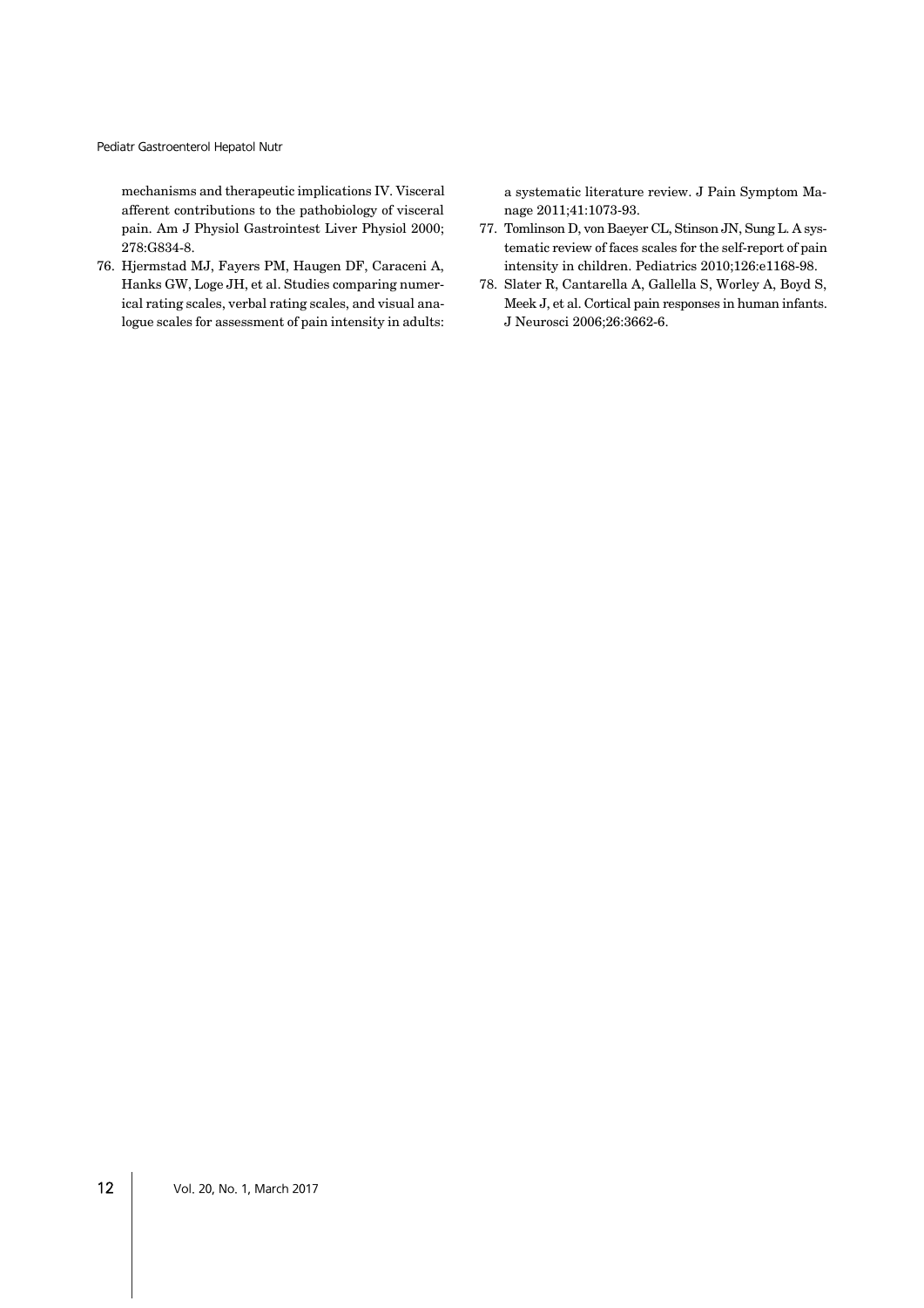mechanisms and therapeutic implications IV. Visceral afferent contributions to the pathobiology of visceral pain. Am J Physiol Gastrointest Liver Physiol 2000; 278:G834-8.

76. Hjermstad MJ, Fayers PM, Haugen DF, Caraceni A, Hanks GW, Loge JH, et al. Studies comparing numerical rating scales, verbal rating scales, and visual analogue scales for assessment of pain intensity in adults: a systematic literature review. J Pain Symptom Manage 2011;41:1073-93.
77. Tomlinson D, von Baeyer CL, Stinson JN, Sung L. A systematic review of faces scales for the self-report of pain intensity in children. Pediatrics 2010;126:e1168-98.
78. Slater R, Cantarella A, Gallella S, Worley A, Boyd S, Meek J, et al. Cortical pain responses in human infants. J Neurosci 2006;26:3662-6.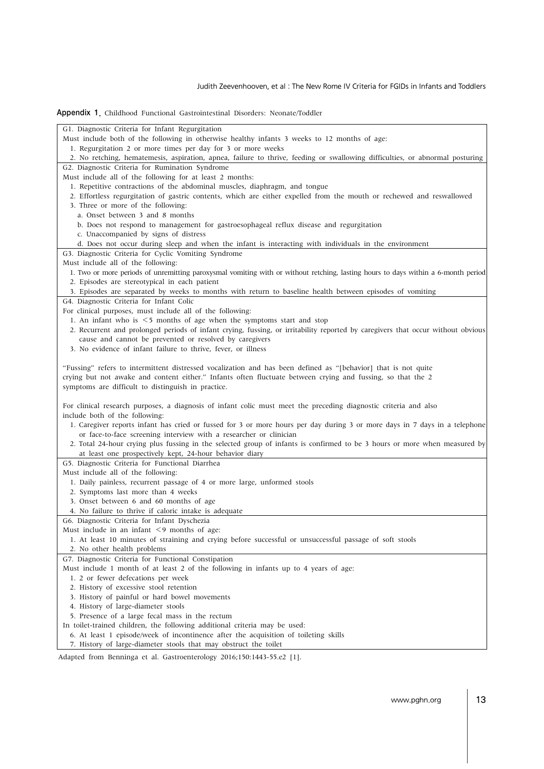**Appendix 1.** Childhood Functional Gastrointestinal Disorders: Neonate/Toddler

G1. Diagnostic Criteria for Infant Regurgitation

Must include both of the following in otherwise healthy infants 3 weeks to 12 months of age:

1. Regurgitation 2 or more times per day for 3 or more weeks
2. No retching, hematemesis, aspiration, apnea, failure to thrive, feeding or swallowing difficulties, or abnormal posturing

G2. Diagnostic Criteria for Rumination Syndrome

Must include all of the following for at least 2 months:

1. Repetitive contractions of the abdominal muscles, diaphragm, and tongue
2. Effortless regurgitation of gastric contents, which are either expelled from the mouth or rechewed and reswallowed
3. Three or more of the following:
   a. Onset between 3 and 8 months
   b. Does not respond to management for gastroesophageal reflux disease and regurgitation
   c. Unaccompanied by signs of distress
   d. Does not occur during sleep and when the infant is interacting with individuals in the environment

G3. Diagnostic Criteria for Cyclic Vomiting Syndrome

Must include all of the following:

1. Two or more periods of unremitting paroxysmal vomiting with or without retching, lasting hours to days within a 6-month period
2. Episodes are stereotypical in each patient
3. Episodes are separated by weeks to months with return to baseline health between episodes of vomiting

G4. Diagnostic Criteria for Infant Colic

For clinical purposes, must include all of the following:

1. An infant who is <5 months of age when the symptoms start and stop
2. Recurrent and prolonged periods of infant crying, fussing, or irritability reported by caregivers that occur without obvious cause and cannot be prevented or resolved by caregivers
3. No evidence of infant failure to thrive, fever, or illness

"Fussing" refers to intermittent distressed vocalization and has been defined as "[behavior] that is not quite crying but not awake and content either." Infants often fluctuate between crying and fussing, so that the 2 symptoms are difficult to distinguish in practice.

For clinical research purposes, a diagnosis of infant colic must meet the preceding diagnostic criteria and also include both of the following:

1. Caregiver reports infant has cried or fussed for 3 or more hours per day during 3 or more days in 7 days in a telephone or face-to-face screening interview with a researcher or clinician
2. Total 24-hour crying plus fussing in the selected group of infants is confirmed to be 3 hours or more when measured by at least one prospectively kept, 24-hour behavior diary

G5. Diagnostic Criteria for Functional Diarrhea

Must include all of the following:

1. Daily painless, recurrent passage of 4 or more large, unformed stools
2. Symptoms last more than 4 weeks
3. Onset between 6 and 60 months of age
4. No failure to thrive if caloric intake is adequate

G6. Diagnostic Criteria for Infant Dyschezia

Must include in an infant <9 months of age:

1. At least 10 minutes of straining and crying before successful or unsuccessful passage of soft stools
2. No other health problems

G7. Diagnostic Criteria for Functional Constipation

Must include 1 month of at least 2 of the following in infants up to 4 years of age:

1. 2 or fewer defecations per week
2. History of excessive stool retention
3. History of painful or hard bowel movements
4. History of large-diameter stools
5. Presence of a large fecal mass in the rectum

In toilet-trained children, the following additional criteria may be used:

6. At least 1 episode/week of incontinence after the acquisition of toileting skills
7. History of large-diameter stools that may obstruct the toilet

Adapted from Benninga et al. Gastroenterology 2016;150:1443-55.e2 [1].